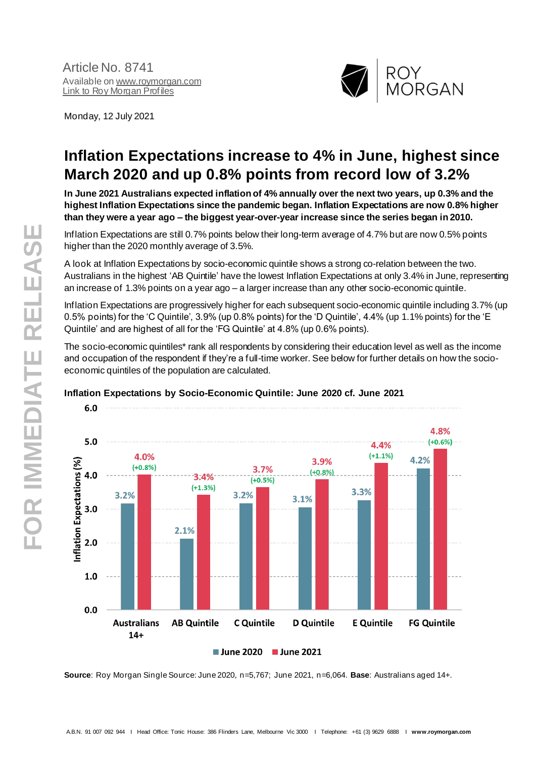Article No. 8741
Available on www.roymorgan.com
Link to Roy Morgan Profiles

Monday, 12 July 2021

# Inflation Expectations increase to 4% in June, highest since March 2020 and up 0.8% points from record low of 3.2%

**In June 2021 Australians expected inflation of 4% annually over the next two years, up 0.3% and the highest Inflation Expectations since the pandemic began. Inflation Expectations are now 0.8% higher than they were a year ago – the biggest year-over-year increase since the series began in 2010.**

Inflation Expectations are still 0.7% points below their long-term average of 4.7% but are now 0.5% points higher than the 2020 monthly average of 3.5%.

A look at Inflation Expectations by socio-economic quintile shows a strong co-relation between the two. Australians in the highest 'AB Quintile' have the lowest Inflation Expectations at only 3.4% in June, representing an increase of 1.3% points on a year ago – a larger increase than any other socio-economic quintile.

Inflation Expectations are progressively higher for each subsequent socio-economic quintile including 3.7% (up 0.5% points) for the 'C Quintile', 3.9% (up 0.8% points) for the 'D Quintile', 4.4% (up 1.1% points) for the 'E Quintile' and are highest of all for the 'FG Quintile' at 4.8% (up 0.6% points).

The socio-economic quintiles* rank all respondents by considering their education level as well as the income and occupation of the respondent if they're a full-time worker. See below for further details on how the socio-economic quintiles of the population are calculated.

**Inflation Expectations by Socio-Economic Quintile: June 2020 cf. June 2021**

| Inflation Expectations (%) | June 2020 | June 2021 | Change |
|---|---|---|---|
| Australians 14+ | 3.2% | 4.0% | (+0.8%) |
| AB Quintile | 2.1% | 3.4% | (+1.3%) |
| C Quintile | 3.2% | 3.7% | (+0.5%) |
| D Quintile | 3.1% | 3.9% | (+0.8%) |
| E Quintile | 3.3% | 4.4% | (+1.1%) |
| FG Quintile | 4.2% | 4.8% | (+0.6%) |

**Source**: Roy Morgan Single Source: June 2020, n=5,767; June 2021, n=6,064. **Base**: Australians aged 14+.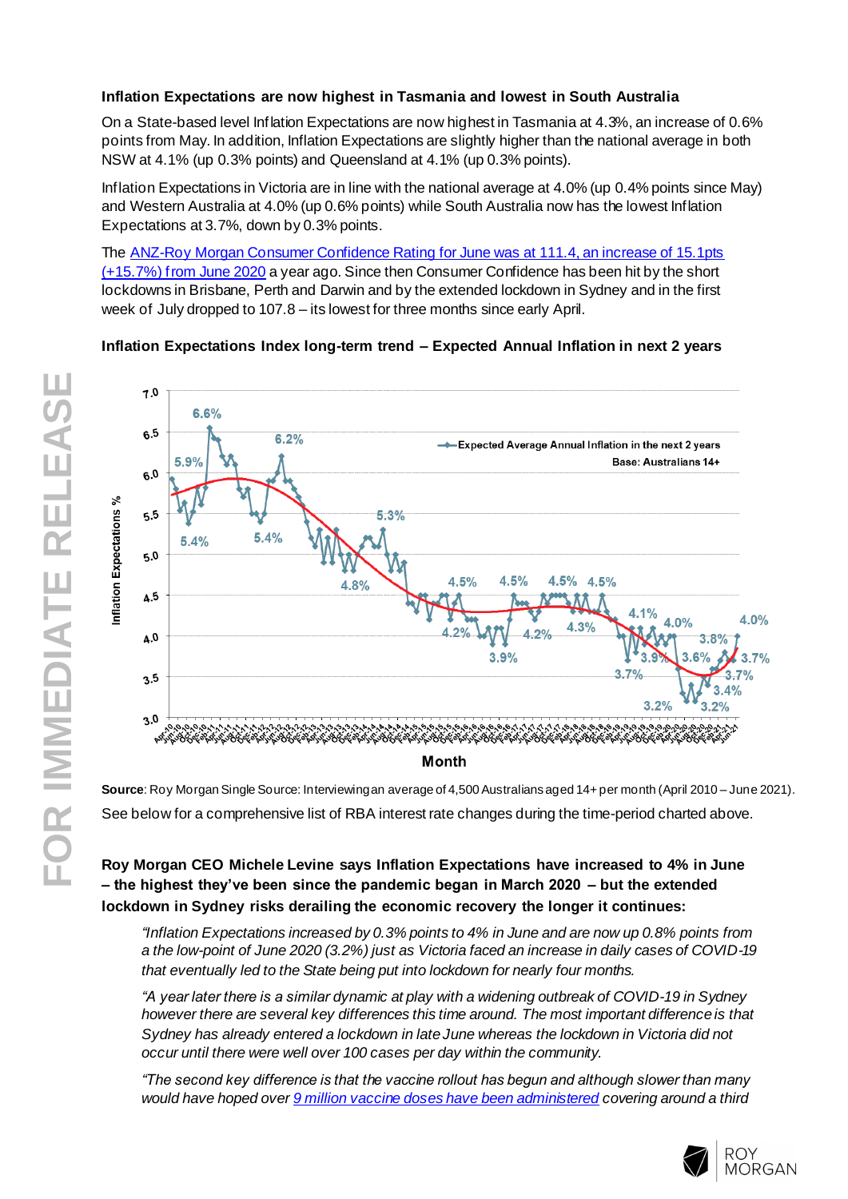**Inflation Expectations are now highest in Tasmania and lowest in South Australia**

On a State-based level Inflation Expectations are now highest in Tasmania at 4.3%, an increase of 0.6% points from May. In addition, Inflation Expectations are slightly higher than the national average in both NSW at 4.1% (up 0.3% points) and Queensland at 4.1% (up 0.3% points).

Inflation Expectations in Victoria are in line with the national average at 4.0% (up 0.4% points since May) and Western Australia at 4.0% (up 0.6% points) while South Australia now has the lowest Inflation Expectations at 3.7%, down by 0.3% points.

The [ANZ-Roy Morgan Consumer Confidence Rating for June was at 111.4, an increase of 15.1pts (+15.7%) from June 2020] a year ago. Since then Consumer Confidence has been hit by the short lockdowns in Brisbane, Perth and Darwin and by the extended lockdown in Sydney and in the first week of July dropped to 107.8 – its lowest for three months since early April.

**Inflation Expectations Index long-term trend – Expected Annual Inflation in next 2 years**

**Source**: Roy Morgan Single Source: Interviewing an average of 4,500 Australians aged 14+ per month (April 2010 – June 2021).

See below for a comprehensive list of RBA interest rate changes during the time-period charted above.

**Roy Morgan CEO Michele Levine says Inflation Expectations have increased to 4% in June – the highest they've been since the pandemic began in March 2020 – but the extended lockdown in Sydney risks derailing the economic recovery the longer it continues:**

*"Inflation Expectations increased by 0.3% points to 4% in June and are now up 0.8% points from a the low-point of June 2020 (3.2%) just as Victoria faced an increase in daily cases of COVID-19 that eventually led to the State being put into lockdown for nearly four months.*

*"A year later there is a similar dynamic at play with a widening outbreak of COVID-19 in Sydney however there are several key differences this time around. The most important difference is that Sydney has already entered a lockdown in late June whereas the lockdown in Victoria did not occur until there were well over 100 cases per day within the community.*

*"The second key difference is that the vaccine rollout has begun and although slower than many would have hoped over [9 million vaccine doses have been administered] covering around a third*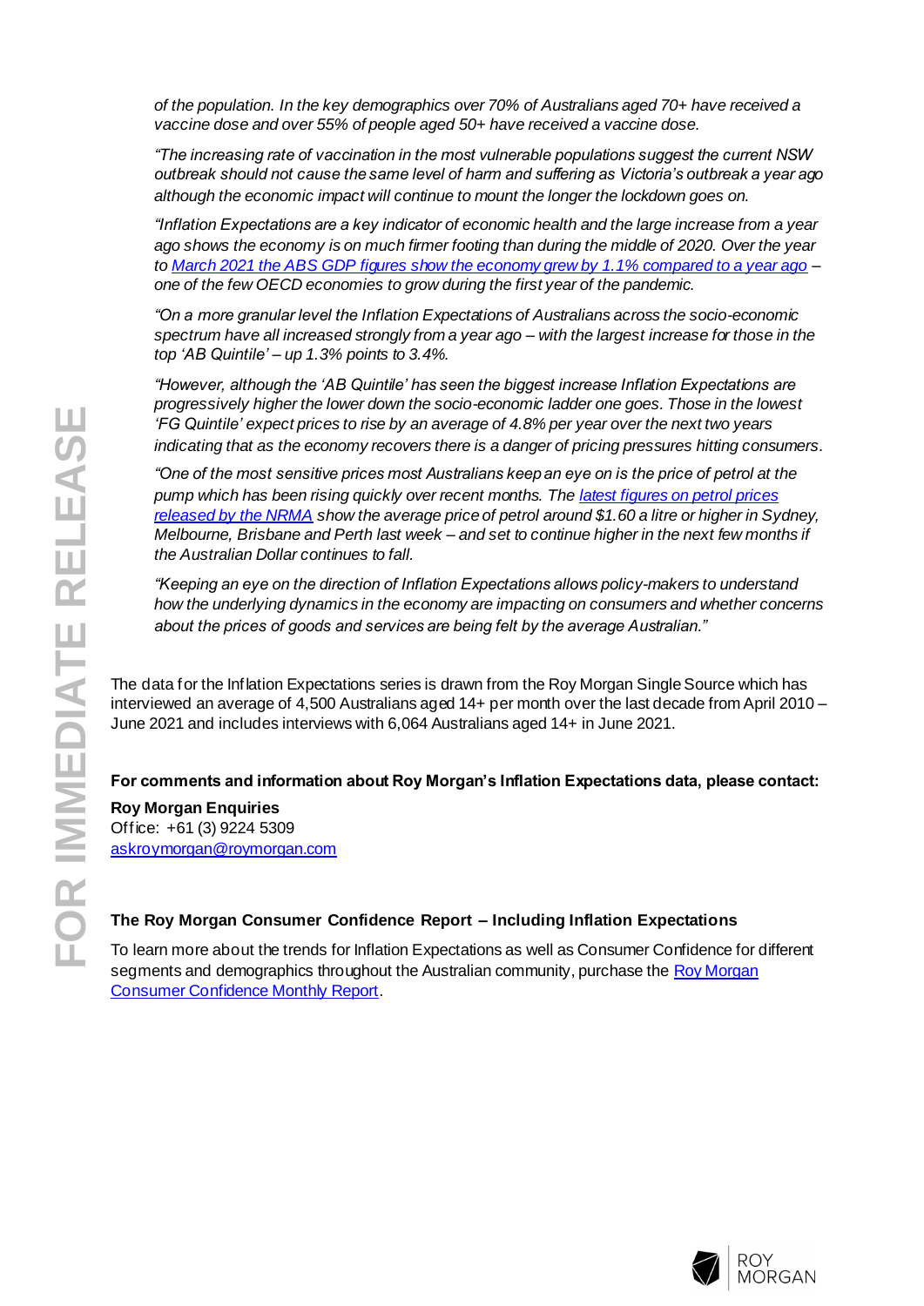*of the population. In the key demographics over 70% of Australians aged 70+ have received a vaccine dose and over 55% of people aged 50+ have received a vaccine dose.*

*"The increasing rate of vaccination in the most vulnerable populations suggest the current NSW outbreak should not cause the same level of harm and suffering as Victoria's outbreak a year ago although the economic impact will continue to mount the longer the lockdown goes on.*

*"Inflation Expectations are a key indicator of economic health and the large increase from a year ago shows the economy is on much firmer footing than during the middle of 2020. Over the year to March 2021 the ABS GDP figures show the economy grew by 1.1% compared to a year ago – one of the few OECD economies to grow during the first year of the pandemic.*

*"On a more granular level the Inflation Expectations of Australians across the socio-economic spectrum have all increased strongly from a year ago – with the largest increase for those in the top 'AB Quintile' – up 1.3% points to 3.4%.*

*"However, although the 'AB Quintile' has seen the biggest increase Inflation Expectations are progressively higher the lower down the socio-economic ladder one goes. Those in the lowest 'FG Quintile' expect prices to rise by an average of 4.8% per year over the next two years indicating that as the economy recovers there is a danger of pricing pressures hitting consumers.*

*"One of the most sensitive prices most Australians keep an eye on is the price of petrol at the pump which has been rising quickly over recent months. The latest figures on petrol prices released by the NRMA show the average price of petrol around $1.60 a litre or higher in Sydney, Melbourne, Brisbane and Perth last week – and set to continue higher in the next few months if the Australian Dollar continues to fall.*

*"Keeping an eye on the direction of Inflation Expectations allows policy-makers to understand how the underlying dynamics in the economy are impacting on consumers and whether concerns about the prices of goods and services are being felt by the average Australian."*

The data for the Inflation Expectations series is drawn from the Roy Morgan Single Source which has interviewed an average of 4,500 Australians aged 14+ per month over the last decade from April 2010 – June 2021 and includes interviews with 6,064 Australians aged 14+ in June 2021.

**For comments and information about Roy Morgan's Inflation Expectations data, please contact:**

**Roy Morgan Enquiries**
Office: +61 (3) 9224 5309
askroymorgan@roymorgan.com

**The Roy Morgan Consumer Confidence Report – Including Inflation Expectations**

To learn more about the trends for Inflation Expectations as well as Consumer Confidence for different segments and demographics throughout the Australian community, purchase the Roy Morgan Consumer Confidence Monthly Report.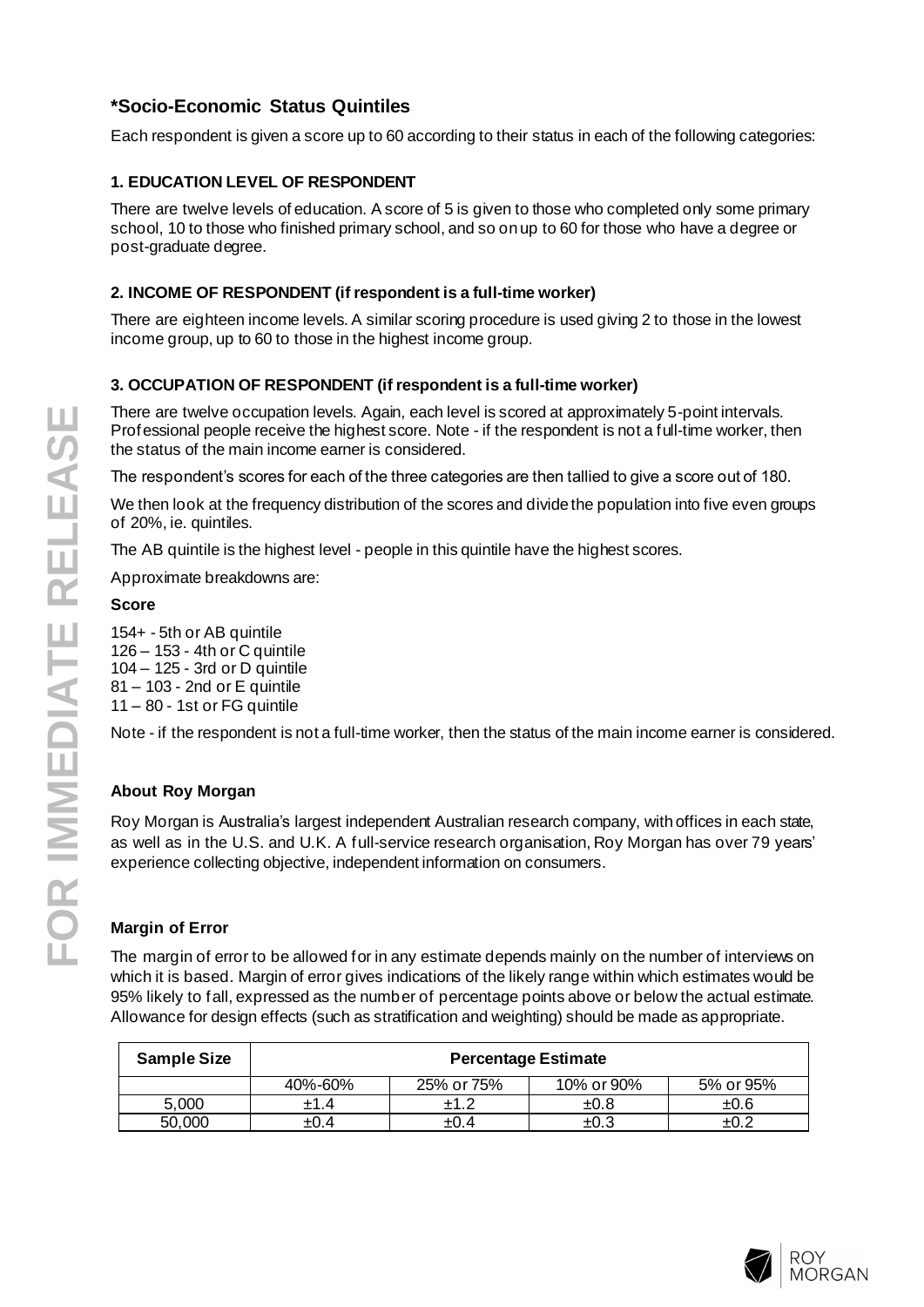## *Socio-Economic Status Quintiles

Each respondent is given a score up to 60 according to their status in each of the following categories:

### 1. EDUCATION LEVEL OF RESPONDENT

There are twelve levels of education. A score of 5 is given to those who completed only some primary school, 10 to those who finished primary school, and so on up to 60 for those who have a degree or post-graduate degree.

### 2. INCOME OF RESPONDENT (if respondent is a full-time worker)

There are eighteen income levels. A similar scoring procedure is used giving 2 to those in the lowest income group, up to 60 to those in the highest income group.

### 3. OCCUPATION OF RESPONDENT (if respondent is a full-time worker)

There are twelve occupation levels. Again, each level is scored at approximately 5-point intervals. Professional people receive the highest score. Note - if the respondent is not a full-time worker, then the status of the main income earner is considered.

The respondent's scores for each of the three categories are then tallied to give a score out of 180.

We then look at the frequency distribution of the scores and divide the population into five even groups of 20%, ie. quintiles.

The AB quintile is the highest level - people in this quintile have the highest scores.

Approximate breakdowns are:

**Score**

154+ - 5th or AB quintile
126 – 153 - 4th or C quintile
104 – 125 - 3rd or D quintile
81 – 103 - 2nd or E quintile
11 – 80 - 1st or FG quintile

Note - if the respondent is not a full-time worker, then the status of the main income earner is considered.

### About Roy Morgan

Roy Morgan is Australia's largest independent Australian research company, with offices in each state, as well as in the U.S. and U.K. A full-service research organisation, Roy Morgan has over 79 years' experience collecting objective, independent information on consumers.

### Margin of Error

The margin of error to be allowed for in any estimate depends mainly on the number of interviews on which it is based. Margin of error gives indications of the likely range within which estimates would be 95% likely to fall, expressed as the number of percentage points above or below the actual estimate. Allowance for design effects (such as stratification and weighting) should be made as appropriate.

| Sample Size | Percentage Estimate | | | |
|---|---|---|---|---|
| | 40%-60% | 25% or 75% | 10% or 90% | 5% or 95% |
| 5,000 | ±1.4 | ±1.2 | ±0.8 | ±0.6 |
| 50,000 | ±0.4 | ±0.4 | ±0.3 | ±0.2 |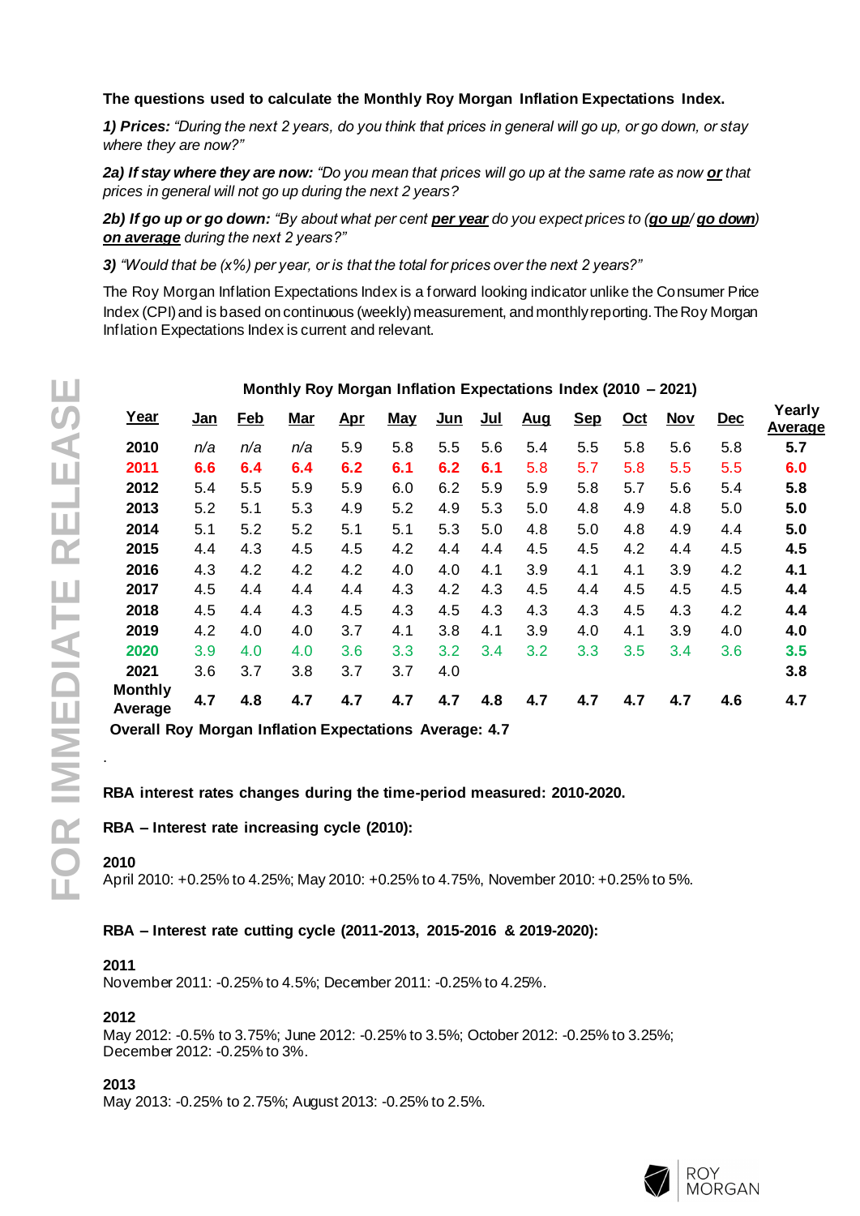**The questions used to calculate the Monthly Roy Morgan Inflation Expectations Index.**

***1) Prices:*** *"During the next 2 years, do you think that prices in general will go up, or go down, or stay where they are now?"*

***2a) If stay where they are now:*** *"Do you mean that prices will go up at the same rate as now **or** that prices in general will not go up during the next 2 years?*

***2b) If go up or go down:*** *"By about what per cent **per year** do you expect prices to (**go up**/ **go down**) **on average** during the next 2 years?"*

***3)*** *"Would that be (x%) per year, or is that the total for prices over the next 2 years?"*

The Roy Morgan Inflation Expectations Index is a forward looking indicator unlike the Consumer Price Index (CPI) and is based on continuous (weekly) measurement, and monthly reporting. The Roy Morgan Inflation Expectations Index is current and relevant.

**Monthly Roy Morgan Inflation Expectations Index (2010 – 2021)**

| Year | Jan | Feb | Mar | Apr | May | Jun | Jul | Aug | Sep | Oct | Nov | Dec | Yearly Average |
|---|---|---|---|---|---|---|---|---|---|---|---|---|---|
| **2010** | *n/a* | *n/a* | *n/a* | 5.9 | 5.8 | 5.5 | 5.6 | 5.4 | 5.5 | 5.8 | 5.6 | 5.8 | **5.7** |
| **2011** | **6.6** | **6.4** | **6.4** | **6.2** | **6.1** | **6.2** | **6.1** | 5.8 | 5.7 | 5.8 | 5.5 | 5.5 | **6.0** |
| **2012** | 5.4 | 5.5 | 5.9 | 5.9 | 6.0 | 6.2 | 5.9 | 5.9 | 5.8 | 5.7 | 5.6 | 5.4 | **5.8** |
| **2013** | 5.2 | 5.1 | 5.3 | 4.9 | 5.2 | 4.9 | 5.3 | 5.0 | 4.8 | 4.9 | 4.8 | 5.0 | **5.0** |
| **2014** | 5.1 | 5.2 | 5.2 | 5.1 | 5.1 | 5.3 | 5.0 | 4.8 | 5.0 | 4.8 | 4.9 | 4.4 | **5.0** |
| **2015** | 4.4 | 4.3 | 4.5 | 4.5 | 4.2 | 4.4 | 4.4 | 4.5 | 4.5 | 4.2 | 4.4 | 4.5 | **4.5** |
| **2016** | 4.3 | 4.2 | 4.2 | 4.2 | 4.0 | 4.0 | 4.1 | 3.9 | 4.1 | 4.1 | 3.9 | 4.2 | **4.1** |
| **2017** | 4.5 | 4.4 | 4.4 | 4.4 | 4.3 | 4.2 | 4.3 | 4.5 | 4.4 | 4.5 | 4.5 | 4.5 | **4.4** |
| **2018** | 4.5 | 4.4 | 4.3 | 4.5 | 4.3 | 4.5 | 4.3 | 4.3 | 4.3 | 4.5 | 4.3 | 4.2 | **4.4** |
| **2019** | 4.2 | 4.0 | 4.0 | 3.7 | 4.1 | 3.8 | 4.1 | 3.9 | 4.0 | 4.1 | 3.9 | 4.0 | **4.0** |
| **2020** | 3.9 | 4.0 | 4.0 | 3.6 | 3.3 | 3.2 | 3.4 | 3.2 | 3.3 | 3.5 | 3.4 | 3.6 | **3.5** |
| **2021** | 3.6 | 3.7 | 3.8 | 3.7 | 3.7 | 4.0 | | | | | | | **3.8** |
| **Monthly Average** | **4.7** | **4.8** | **4.7** | **4.7** | **4.7** | **4.7** | **4.8** | **4.7** | **4.7** | **4.7** | **4.7** | **4.6** | **4.7** |

**Overall Roy Morgan Inflation Expectations Average: 4.7**

.

**RBA interest rates changes during the time-period measured: 2010-2020.**

**RBA – Interest rate increasing cycle (2010):**

**2010**
April 2010: +0.25% to 4.25%; May 2010: +0.25% to 4.75%, November 2010: +0.25% to 5%.

**RBA – Interest rate cutting cycle (2011-2013, 2015-2016 & 2019-2020):**

**2011**
November 2011: -0.25% to 4.5%; December 2011: -0.25% to 4.25%.

**2012**
May 2012: -0.5% to 3.75%; June 2012: -0.25% to 3.5%; October 2012: -0.25% to 3.25%; December 2012: -0.25% to 3%.

**2013**
May 2013: -0.25% to 2.75%; August 2013: -0.25% to 2.5%.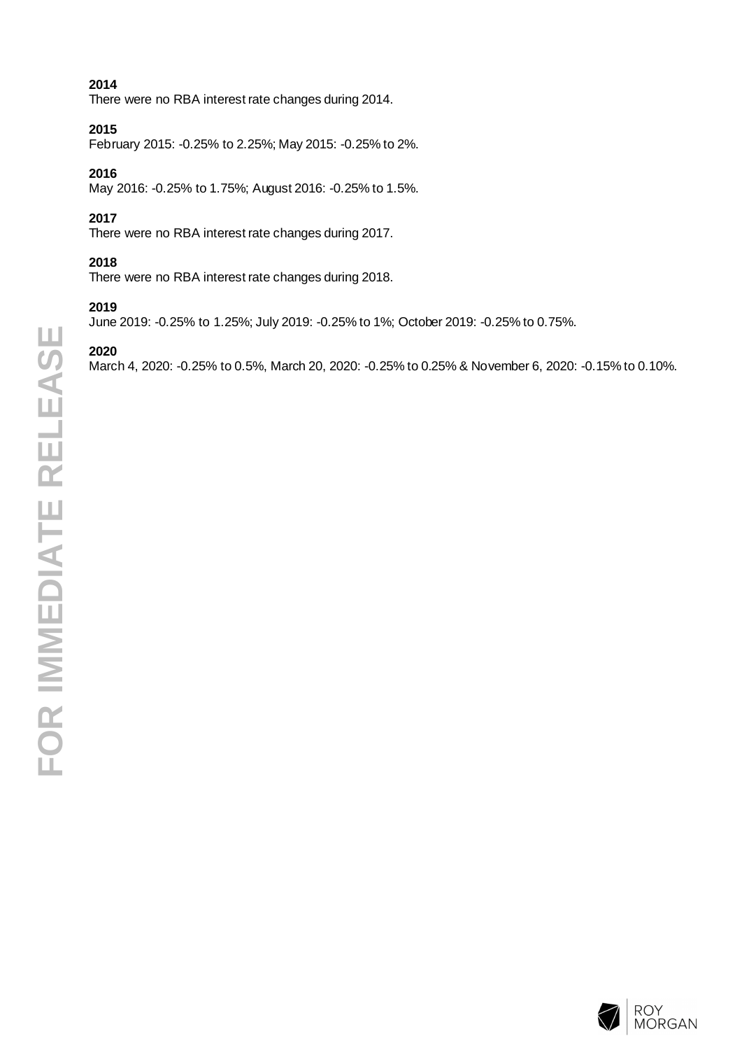**2014**
There were no RBA interest rate changes during 2014.

**2015**
February 2015: -0.25% to 2.25%; May 2015: -0.25% to 2%.

**2016**
May 2016: -0.25% to 1.75%; August 2016: -0.25% to 1.5%.

**2017**
There were no RBA interest rate changes during 2017.

**2018**
There were no RBA interest rate changes during 2018.

**2019**
June 2019: -0.25% to 1.25%; July 2019: -0.25% to 1%; October 2019: -0.25% to 0.75%.

**2020**
March 4, 2020: -0.25% to 0.5%, March 20, 2020: -0.25% to 0.25% & November 6, 2020: -0.15% to 0.10%.